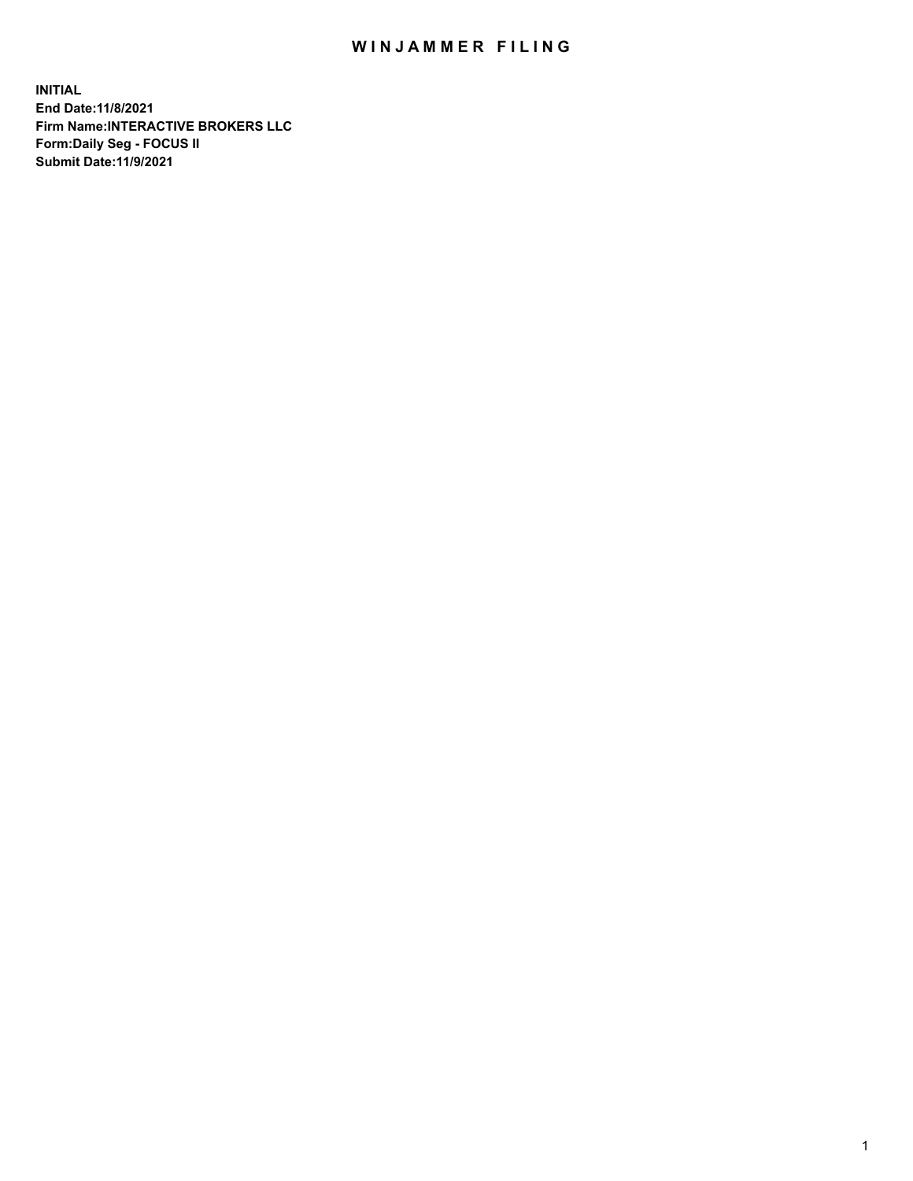# WINJAMMER FILING

**INITIAL**
**End Date:11/8/2021**
**Firm Name:INTERACTIVE BROKERS LLC**
**Form:Daily Seg - FOCUS II**
**Submit Date:11/9/2021**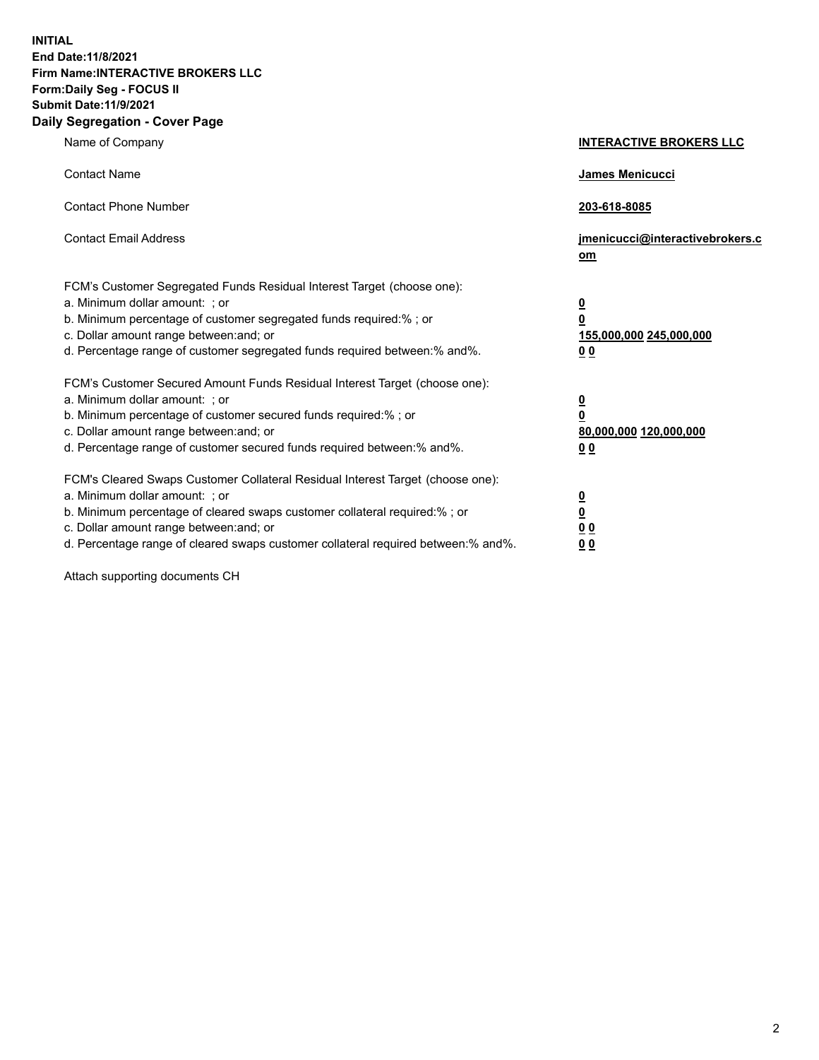**INITIAL**
**End Date:11/8/2021**
**Firm Name:INTERACTIVE BROKERS LLC**
**Form:Daily Seg - FOCUS II**
**Submit Date:11/9/2021**

## Daily Segregation - Cover Page

| | |
|---|---|
| Name of Company | **INTERACTIVE BROKERS LLC** |
| Contact Name | **James Menicucci** |
| Contact Phone Number | **203-618-8085** |
| Contact Email Address | **jmenicucci@interactivebrokers.com** |
| FCM's Customer Segregated Funds Residual Interest Target (choose one): | |
| a. Minimum dollar amount: ; or | **0** |
| b. Minimum percentage of customer segregated funds required:% ; or | **0** |
| c. Dollar amount range between:and; or | **155,000,000 245,000,000** |
| d. Percentage range of customer segregated funds required between:% and%. | **0 0** |
| FCM's Customer Secured Amount Funds Residual Interest Target (choose one): | |
| a. Minimum dollar amount: ; or | **0** |
| b. Minimum percentage of customer secured funds required:% ; or | **0** |
| c. Dollar amount range between:and; or | **80,000,000 120,000,000** |
| d. Percentage range of customer secured funds required between:% and%. | **0 0** |
| FCM's Cleared Swaps Customer Collateral Residual Interest Target (choose one): | |
| a. Minimum dollar amount: ; or | **0** |
| b. Minimum percentage of cleared swaps customer collateral required:% ; or | **0** |
| c. Dollar amount range between:and; or | **0 0** |
| d. Percentage range of cleared swaps customer collateral required between:% and%. | **0 0** |

Attach supporting documents CH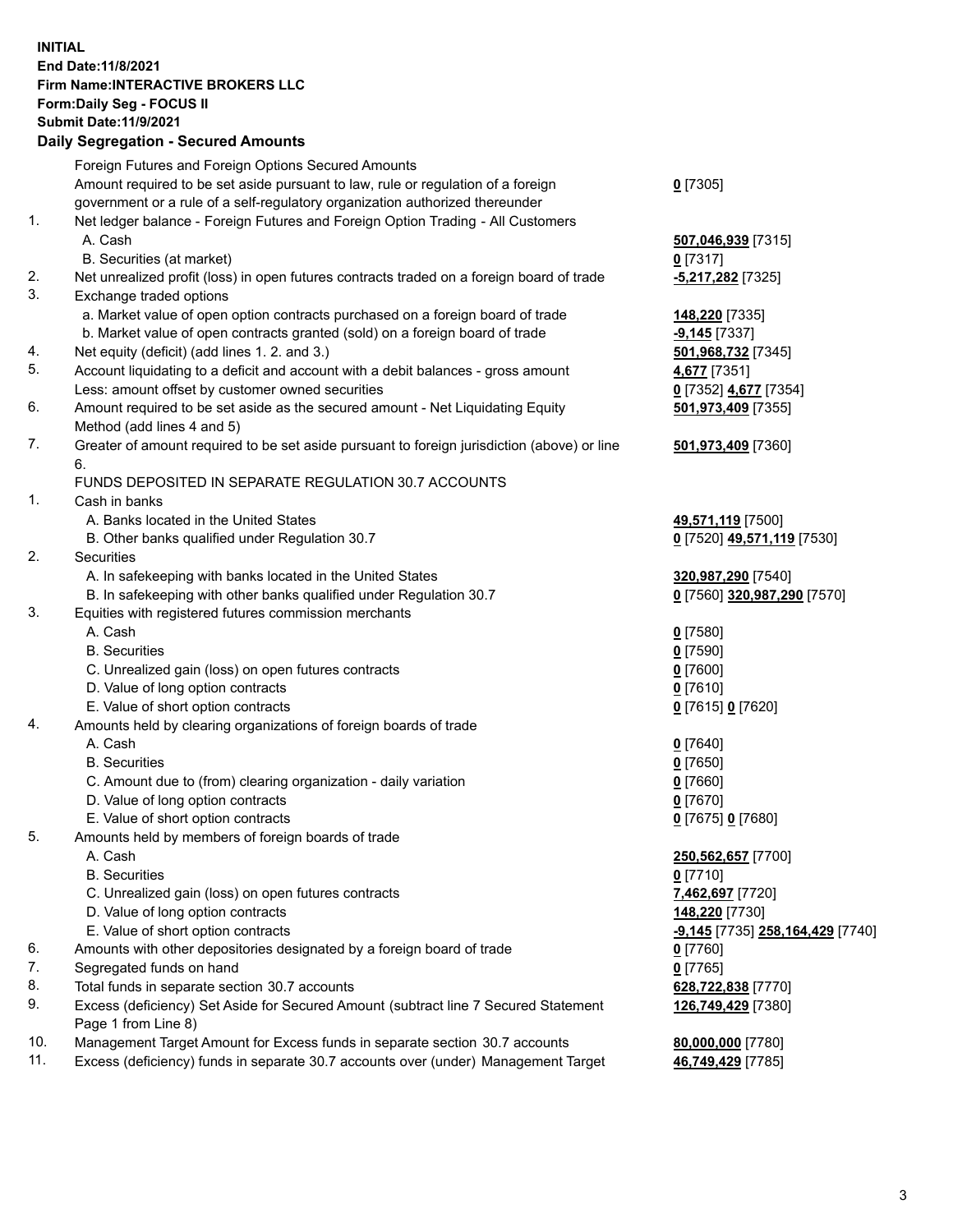**INITIAL**
**End Date:11/8/2021**
**Firm Name:INTERACTIVE BROKERS LLC**
**Form:Daily Seg - FOCUS II**
**Submit Date:11/9/2021**

### Daily Segregation - Secured Amounts

| | | |
|---|---|---|
| | Foreign Futures and Foreign Options Secured Amounts | |
| | Amount required to be set aside pursuant to law, rule or regulation of a foreign government or a rule of a self-regulatory organization authorized thereunder | **0** [7305] |
| 1. | Net ledger balance - Foreign Futures and Foreign Option Trading - All Customers | |
| | A. Cash | **507,046,939** [7315] |
| | B. Securities (at market) | **0** [7317] |
| 2. | Net unrealized profit (loss) in open futures contracts traded on a foreign board of trade | **-5,217,282** [7325] |
| 3. | Exchange traded options | |
| | a. Market value of open option contracts purchased on a foreign board of trade | **148,220** [7335] |
| | b. Market value of open contracts granted (sold) on a foreign board of trade | **-9,145** [7337] |
| 4. | Net equity (deficit) (add lines 1. 2. and 3.) | **501,968,732** [7345] |
| 5. | Account liquidating to a deficit and account with a debit balances - gross amount | **4,677** [7351] |
| | Less: amount offset by customer owned securities | **0** [7352] **4,677** [7354] |
| 6. | Amount required to be set aside as the secured amount - Net Liquidating Equity Method (add lines 4 and 5) | **501,973,409** [7355] |
| 7. | Greater of amount required to be set aside pursuant to foreign jurisdiction (above) or line 6. | **501,973,409** [7360] |
| | FUNDS DEPOSITED IN SEPARATE REGULATION 30.7 ACCOUNTS | |
| 1. | Cash in banks | |
| | A. Banks located in the United States | **49,571,119** [7500] |
| | B. Other banks qualified under Regulation 30.7 | **0** [7520] **49,571,119** [7530] |
| 2. | Securities | |
| | A. In safekeeping with banks located in the United States | **320,987,290** [7540] |
| | B. In safekeeping with other banks qualified under Regulation 30.7 | **0** [7560] **320,987,290** [7570] |
| 3. | Equities with registered futures commission merchants | |
| | A. Cash | **0** [7580] |
| | B. Securities | **0** [7590] |
| | C. Unrealized gain (loss) on open futures contracts | **0** [7600] |
| | D. Value of long option contracts | **0** [7610] |
| | E. Value of short option contracts | **0** [7615] **0** [7620] |
| 4. | Amounts held by clearing organizations of foreign boards of trade | |
| | A. Cash | **0** [7640] |
| | B. Securities | **0** [7650] |
| | C. Amount due to (from) clearing organization - daily variation | **0** [7660] |
| | D. Value of long option contracts | **0** [7670] |
| | E. Value of short option contracts | **0** [7675] **0** [7680] |
| 5. | Amounts held by members of foreign boards of trade | |
| | A. Cash | **250,562,657** [7700] |
| | B. Securities | **0** [7710] |
| | C. Unrealized gain (loss) on open futures contracts | **7,462,697** [7720] |
| | D. Value of long option contracts | **148,220** [7730] |
| | E. Value of short option contracts | **-9,145** [7735] **258,164,429** [7740] |
| 6. | Amounts with other depositories designated by a foreign board of trade | **0** [7760] |
| 7. | Segregated funds on hand | **0** [7765] |
| 8. | Total funds in separate section 30.7 accounts | **628,722,838** [7770] |
| 9. | Excess (deficiency) Set Aside for Secured Amount (subtract line 7 Secured Statement Page 1 from Line 8) | **126,749,429** [7380] |
| 10. | Management Target Amount for Excess funds in separate section 30.7 accounts | **80,000,000** [7780] |
| 11. | Excess (deficiency) funds in separate 30.7 accounts over (under) Management Target | **46,749,429** [7785] |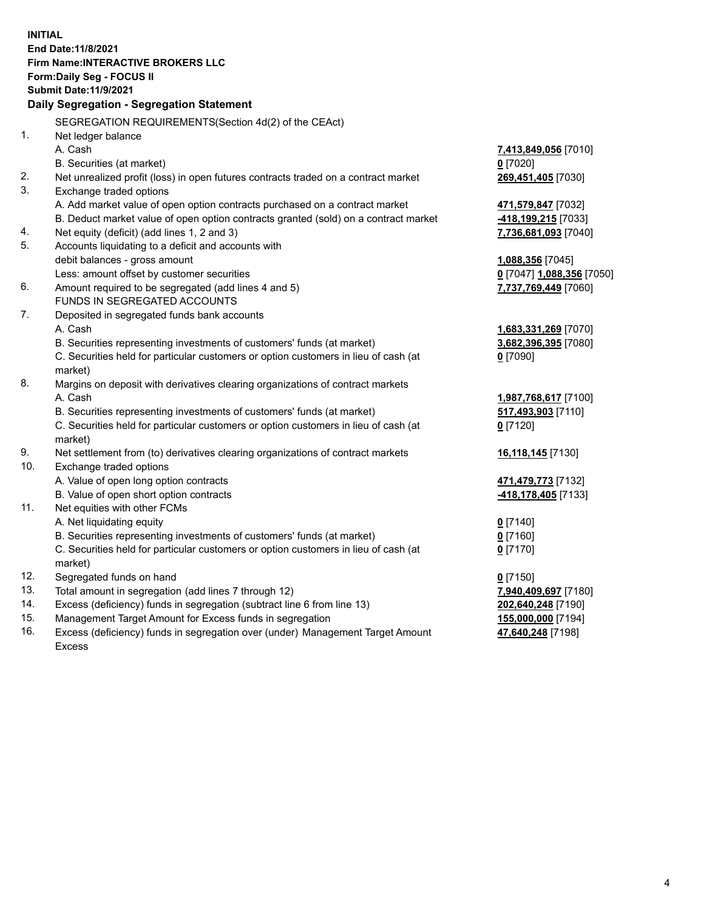**INITIAL**
**End Date:11/8/2021**
**Firm Name:INTERACTIVE BROKERS LLC**
**Form:Daily Seg - FOCUS II**
**Submit Date:11/9/2021**

## Daily Segregation - Segregation Statement

SEGREGATION REQUIREMENTS(Section 4d(2) of the CEAct)

| | | |
|---|---|---|
| 1. | Net ledger balance | |
| | A. Cash | **7,413,849,056** [7010] |
| | B. Securities (at market) | **0** [7020] |
| 2. | Net unrealized profit (loss) in open futures contracts traded on a contract market | **269,451,405** [7030] |
| 3. | Exchange traded options | |
| | A. Add market value of open option contracts purchased on a contract market | **471,579,847** [7032] |
| | B. Deduct market value of open option contracts granted (sold) on a contract market | **-418,199,215** [7033] |
| 4. | Net equity (deficit) (add lines 1, 2 and 3) | **7,736,681,093** [7040] |
| 5. | Accounts liquidating to a deficit and accounts with debit balances - gross amount | **1,088,356** [7045] |
| | Less: amount offset by customer securities | **0** [7047] **1,088,356** [7050] |
| 6. | Amount required to be segregated (add lines 4 and 5) | **7,737,769,449** [7060] |
| | FUNDS IN SEGREGATED ACCOUNTS | |
| 7. | Deposited in segregated funds bank accounts | |
| | A. Cash | **1,683,331,269** [7070] |
| | B. Securities representing investments of customers' funds (at market) | **3,682,396,395** [7080] |
| | C. Securities held for particular customers or option customers in lieu of cash (at market) | **0** [7090] |
| 8. | Margins on deposit with derivatives clearing organizations of contract markets | |
| | A. Cash | **1,987,768,617** [7100] |
| | B. Securities representing investments of customers' funds (at market) | **517,493,903** [7110] |
| | C. Securities held for particular customers or option customers in lieu of cash (at market) | **0** [7120] |
| 9. | Net settlement from (to) derivatives clearing organizations of contract markets | **16,118,145** [7130] |
| 10. | Exchange traded options | |
| | A. Value of open long option contracts | **471,479,773** [7132] |
| | B. Value of open short option contracts | **-418,178,405** [7133] |
| 11. | Net equities with other FCMs | |
| | A. Net liquidating equity | **0** [7140] |
| | B. Securities representing investments of customers' funds (at market) | **0** [7160] |
| | C. Securities held for particular customers or option customers in lieu of cash (at market) | **0** [7170] |
| 12. | Segregated funds on hand | **0** [7150] |
| 13. | Total amount in segregation (add lines 7 through 12) | **7,940,409,697** [7180] |
| 14. | Excess (deficiency) funds in segregation (subtract line 6 from line 13) | **202,640,248** [7190] |
| 15. | Management Target Amount for Excess funds in segregation | **155,000,000** [7194] |
| 16. | Excess (deficiency) funds in segregation over (under) Management Target Amount Excess | **47,640,248** [7198] |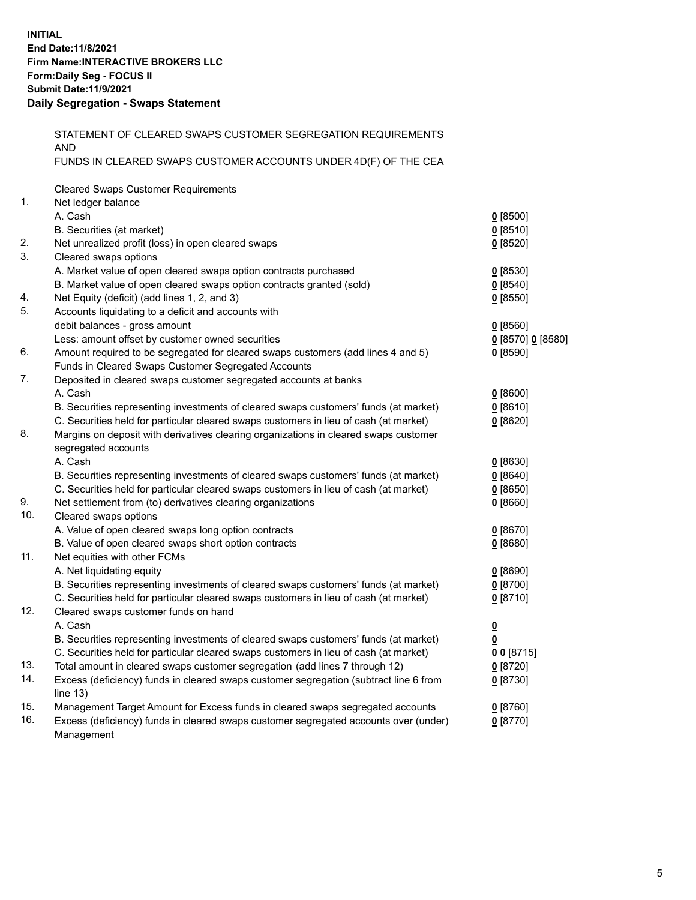**INITIAL**
**End Date:11/8/2021**
**Firm Name:INTERACTIVE BROKERS LLC**
**Form:Daily Seg - FOCUS II**
**Submit Date:11/9/2021**
**Daily Segregation - Swaps Statement**

STATEMENT OF CLEARED SWAPS CUSTOMER SEGREGATION REQUIREMENTS AND FUNDS IN CLEARED SWAPS CUSTOMER ACCOUNTS UNDER 4D(F) OF THE CEA

| | | |
|---|---|---|
| | Cleared Swaps Customer Requirements | |
| 1. | Net ledger balance | |
| | A. Cash | 0 [8500] |
| | B. Securities (at market) | 0 [8510] |
| 2. | Net unrealized profit (loss) in open cleared swaps | 0 [8520] |
| 3. | Cleared swaps options | |
| | A. Market value of open cleared swaps option contracts purchased | 0 [8530] |
| | B. Market value of open cleared swaps option contracts granted (sold) | 0 [8540] |
| 4. | Net Equity (deficit) (add lines 1, 2, and 3) | 0 [8550] |
| 5. | Accounts liquidating to a deficit and accounts with | |
| | debit balances - gross amount | 0 [8560] |
| | Less: amount offset by customer owned securities | 0 [8570] 0 [8580] |
| 6. | Amount required to be segregated for cleared swaps customers (add lines 4 and 5) | 0 [8590] |
| | Funds in Cleared Swaps Customer Segregated Accounts | |
| 7. | Deposited in cleared swaps customer segregated accounts at banks | |
| | A. Cash | 0 [8600] |
| | B. Securities representing investments of cleared swaps customers' funds (at market) | 0 [8610] |
| | C. Securities held for particular cleared swaps customers in lieu of cash (at market) | 0 [8620] |
| 8. | Margins on deposit with derivatives clearing organizations in cleared swaps customer segregated accounts | |
| | A. Cash | 0 [8630] |
| | B. Securities representing investments of cleared swaps customers' funds (at market) | 0 [8640] |
| | C. Securities held for particular cleared swaps customers in lieu of cash (at market) | 0 [8650] |
| 9. | Net settlement from (to) derivatives clearing organizations | 0 [8660] |
| 10. | Cleared swaps options | |
| | A. Value of open cleared swaps long option contracts | 0 [8670] |
| | B. Value of open cleared swaps short option contracts | 0 [8680] |
| 11. | Net equities with other FCMs | |
| | A. Net liquidating equity | 0 [8690] |
| | B. Securities representing investments of cleared swaps customers' funds (at market) | 0 [8700] |
| | C. Securities held for particular cleared swaps customers in lieu of cash (at market) | 0 [8710] |
| 12. | Cleared swaps customer funds on hand | |
| | A. Cash | 0 |
| | B. Securities representing investments of cleared swaps customers' funds (at market) | 0 |
| | C. Securities held for particular cleared swaps customers in lieu of cash (at market) | 0 0 [8715] |
| 13. | Total amount in cleared swaps customer segregation (add lines 7 through 12) | 0 [8720] |
| 14. | Excess (deficiency) funds in cleared swaps customer segregation (subtract line 6 from line 13) | 0 [8730] |
| 15. | Management Target Amount for Excess funds in cleared swaps segregated accounts | 0 [8760] |
| 16. | Excess (deficiency) funds in cleared swaps customer segregated accounts over (under) Management | 0 [8770] |